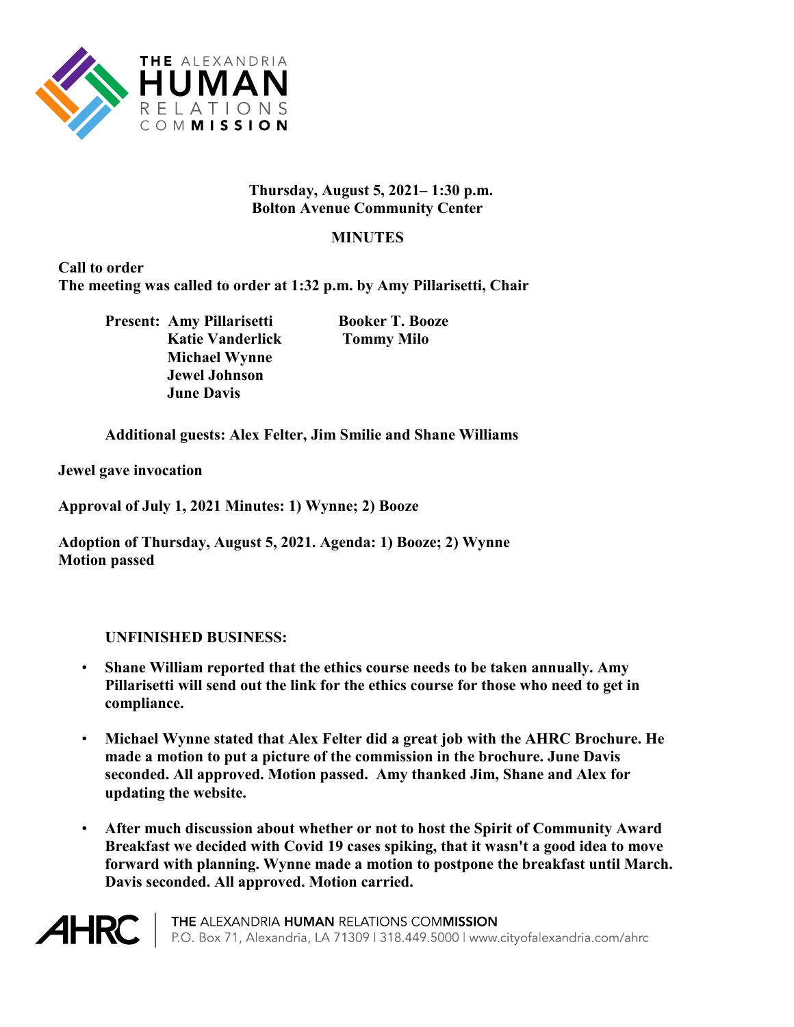THE ALEXANDRIA HUMAN RELATIONS COMMISSION

**Thursday, August 5, 2021– 1:30 p.m.**
**Bolton Avenue Community Center**

## MINUTES

**Call to order**
**The meeting was called to order at 1:32 p.m. by Amy Pillarisetti, Chair**

**Present:** **Amy Pillarisetti, Katie Vanderlick, Michael Wynne, Jewel Johnson, June Davis, Booker T. Booze, Tommy Milo**

**Additional guests: Alex Felter, Jim Smilie and Shane Williams**

**Jewel gave invocation**

**Approval of July 1, 2021 Minutes: 1) Wynne; 2) Booze**

**Adoption of Thursday, August 5, 2021. Agenda: 1) Booze; 2) Wynne**
**Motion passed**

**UNFINISHED BUSINESS:**

- **Shane William reported that the ethics course needs to be taken annually. Amy Pillarisetti will send out the link for the ethics course for those who need to get in compliance.**
- **Michael Wynne stated that Alex Felter did a great job with the AHRC Brochure. He made a motion to put a picture of the commission in the brochure. June Davis seconded. All approved. Motion passed. Amy thanked Jim, Shane and Alex for updating the website.**
- **After much discussion about whether or not to host the Spirit of Community Award Breakfast we decided with Covid 19 cases spiking, that it wasn't a good idea to move forward with planning. Wynne made a motion to postpone the breakfast until March. Davis seconded. All approved. Motion carried.**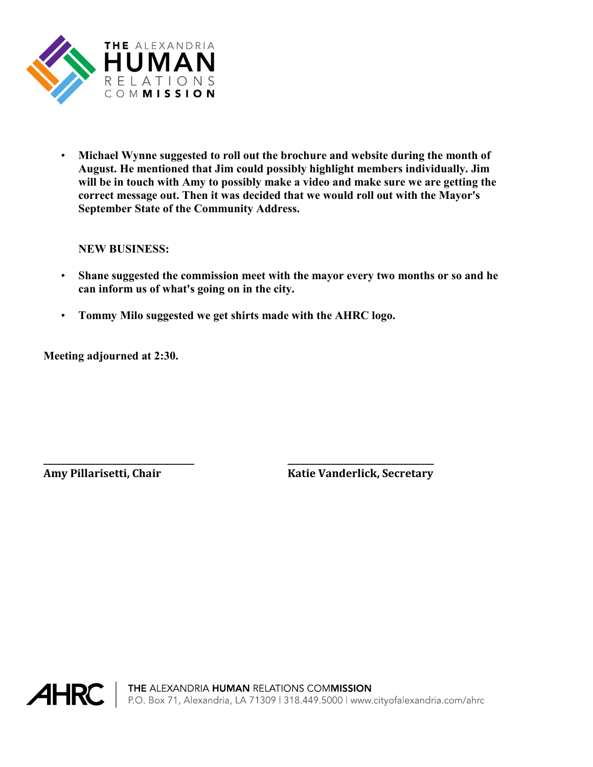- **Michael Wynne suggested to roll out the brochure and website during the month of August. He mentioned that Jim could possibly highlight members individually. Jim will be in touch with Amy to possibly make a video and make sure we are getting the correct message out. Then it was decided that we would roll out with the Mayor's September State of the Community Address.**

**NEW BUSINESS:**

- **Shane suggested the commission meet with the mayor every two months or so and he can inform us of what's going on in the city.**
- **Tommy Milo suggested we get shirts made with the AHRC logo.**

**Meeting adjourned at 2:30.**

\_\_\_\_\_\_\_\_\_\_\_\_\_\_\_\_\_\_\_\_\_\_\_\_\_\_\_\_\_\_
**Amy Pillarisetti, Chair**

\_\_\_\_\_\_\_\_\_\_\_\_\_\_\_\_\_\_\_\_\_\_\_\_\_\_\_\_\_\_
**Katie Vanderlick, Secretary**